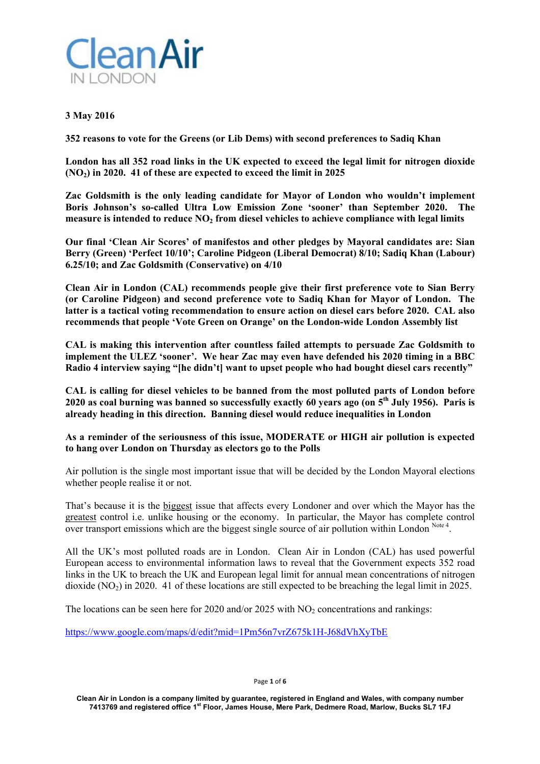**3 May 2016**

**352 reasons to vote for the Greens (or Lib Dems) with second preferences to Sadiq Khan**

**London has all 352 road links in the UK expected to exceed the legal limit for nitrogen dioxide ($NO_2$) in 2020. 41 of these are expected to exceed the limit in 2025**

**Zac Goldsmith is the only leading candidate for Mayor of London who wouldn't implement Boris Johnson's so-called Ultra Low Emission Zone 'sooner' than September 2020. The measure is intended to reduce $NO_2$ from diesel vehicles to achieve compliance with legal limits**

**Our final 'Clean Air Scores' of manifestos and other pledges by Mayoral candidates are: Sian Berry (Green) 'Perfect 10/10'; Caroline Pidgeon (Liberal Democrat) 8/10; Sadiq Khan (Labour) 6.25/10; and Zac Goldsmith (Conservative) on 4/10**

**Clean Air in London (CAL) recommends people give their first preference vote to Sian Berry (or Caroline Pidgeon) and second preference vote to Sadiq Khan for Mayor of London. The latter is a tactical voting recommendation to ensure action on diesel cars before 2020. CAL also recommends that people 'Vote Green on Orange' on the London-wide London Assembly list**

**CAL is making this intervention after countless failed attempts to persuade Zac Goldsmith to implement the ULEZ 'sooner'. We hear Zac may even have defended his 2020 timing in a BBC Radio 4 interview saying "[he didn't] want to upset people who had bought diesel cars recently"**

**CAL is calling for diesel vehicles to be banned from the most polluted parts of London before 2020 as coal burning was banned so successfully exactly 60 years ago (on 5th July 1956). Paris is already heading in this direction. Banning diesel would reduce inequalities in London**

**As a reminder of the seriousness of this issue, MODERATE or HIGH air pollution is expected to hang over London on Thursday as electors go to the Polls**

Air pollution is the single most important issue that will be decided by the London Mayoral elections whether people realise it or not.

That's because it is the biggest issue that affects every Londoner and over which the Mayor has the greatest control i.e. unlike housing or the economy. In particular, the Mayor has complete control over transport emissions which are the biggest single source of air pollution within London [Note 4].

All the UK's most polluted roads are in London. Clean Air in London (CAL) has used powerful European access to environmental information laws to reveal that the Government expects 352 road links in the UK to breach the UK and European legal limit for annual mean concentrations of nitrogen dioxide ($NO_2$) in 2020. 41 of these locations are still expected to be breaching the legal limit in 2025.

The locations can be seen here for 2020 and/or 2025 with $NO_2$ concentrations and rankings:

https://www.google.com/maps/d/edit?mid=1Pm56n7vrZ675k1H-J68dVhXyTbE

Clean Air in London is a company limited by guarantee, registered in England and Wales, with company number 7413769 and registered office 1st Floor, James House, Mere Park, Dedmere Road, Marlow, Bucks SL7 1FJ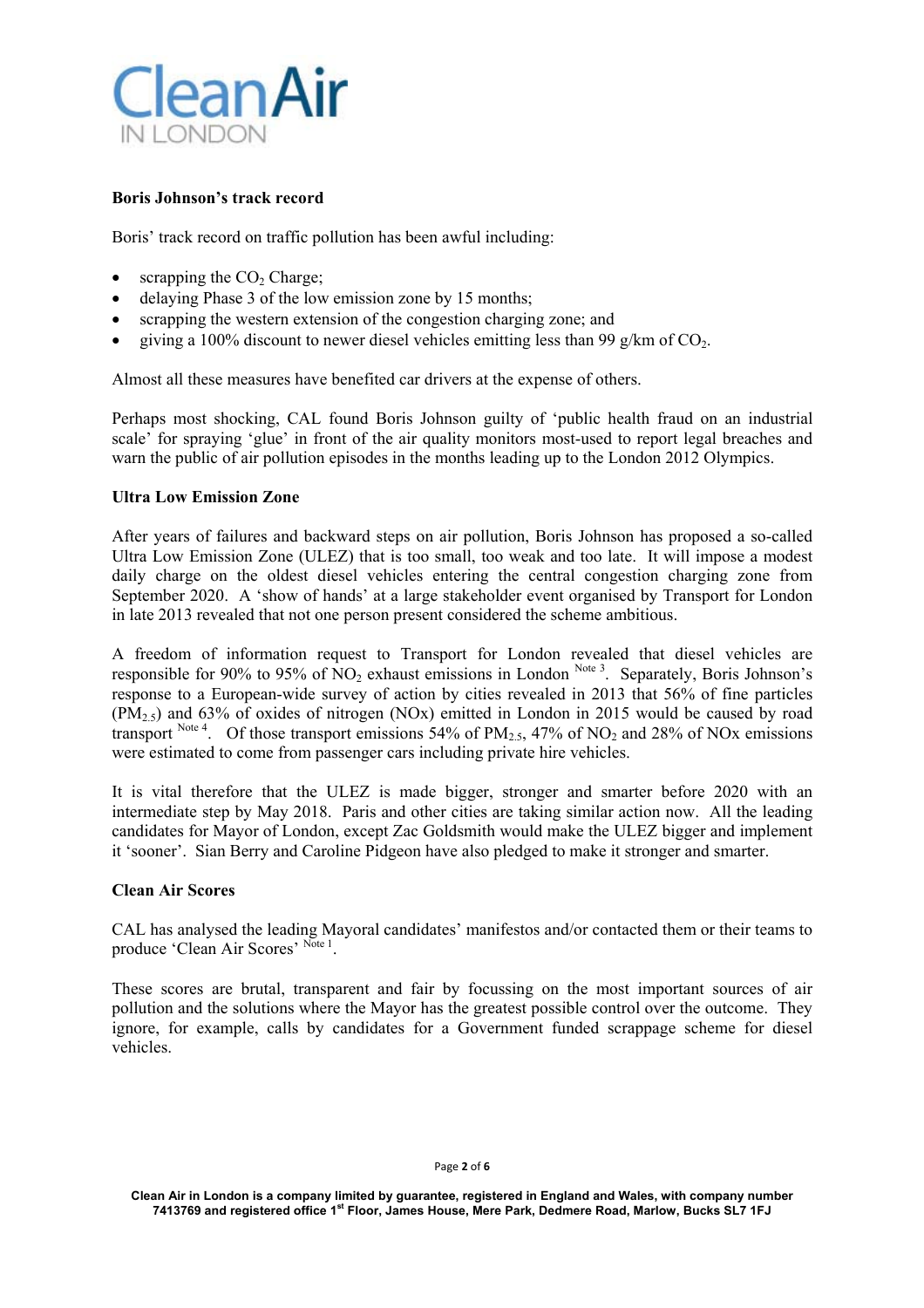**Boris Johnson's track record**

Boris' track record on traffic pollution has been awful including:

- scrapping the $CO_2$ Charge;
- delaying Phase 3 of the low emission zone by 15 months;
- scrapping the western extension of the congestion charging zone; and
- giving a 100% discount to newer diesel vehicles emitting less than 99 g/km of $CO_2$.

Almost all these measures have benefited car drivers at the expense of others.

Perhaps most shocking, CAL found Boris Johnson guilty of 'public health fraud on an industrial scale' for spraying 'glue' in front of the air quality monitors most-used to report legal breaches and warn the public of air pollution episodes in the months leading up to the London 2012 Olympics.

**Ultra Low Emission Zone**

After years of failures and backward steps on air pollution, Boris Johnson has proposed a so-called Ultra Low Emission Zone (ULEZ) that is too small, too weak and too late. It will impose a modest daily charge on the oldest diesel vehicles entering the central congestion charging zone from September 2020. A 'show of hands' at a large stakeholder event organised by Transport for London in late 2013 revealed that not one person present considered the scheme ambitious.

A freedom of information request to Transport for London revealed that diesel vehicles are responsible for 90% to 95% of $NO_2$ exhaust emissions in London [Note 3]. Separately, Boris Johnson's response to a European-wide survey of action by cities revealed in 2013 that 56% of fine particles ($PM_{2.5}$) and 63% of oxides of nitrogen (NOx) emitted in London in 2015 would be caused by road transport [Note 4]. Of those transport emissions 54% of $PM_{2.5}$, 47% of $NO_2$ and 28% of NOx emissions were estimated to come from passenger cars including private hire vehicles.

It is vital therefore that the ULEZ is made bigger, stronger and smarter before 2020 with an intermediate step by May 2018. Paris and other cities are taking similar action now. All the leading candidates for Mayor of London, except Zac Goldsmith would make the ULEZ bigger and implement it 'sooner'. Sian Berry and Caroline Pidgeon have also pledged to make it stronger and smarter.

**Clean Air Scores**

CAL has analysed the leading Mayoral candidates' manifestos and/or contacted them or their teams to produce 'Clean Air Scores' [Note 1].

These scores are brutal, transparent and fair by focussing on the most important sources of air pollution and the solutions where the Mayor has the greatest possible control over the outcome. They ignore, for example, calls by candidates for a Government funded scrappage scheme for diesel vehicles.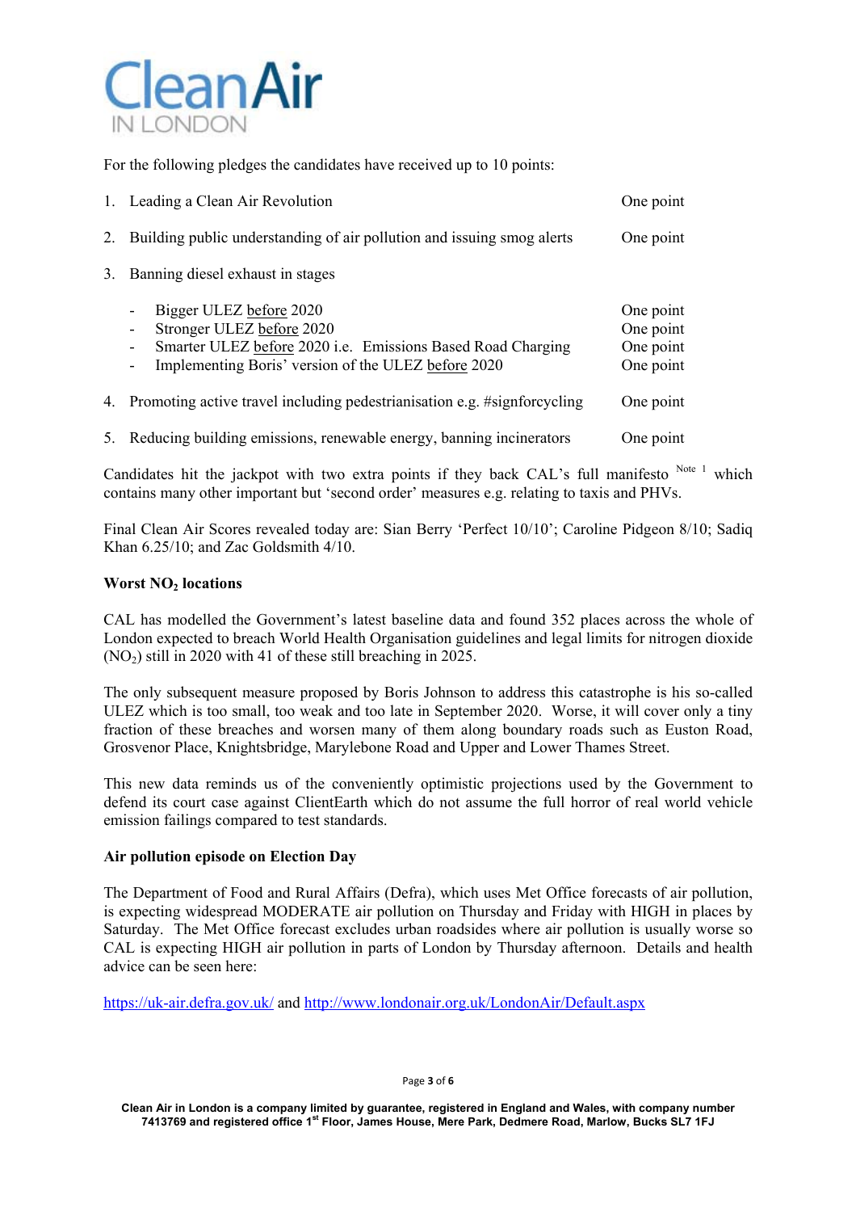For the following pledges the candidates have received up to 10 points:

1. Leading a Clean Air Revolution — One point
2. Building public understanding of air pollution and issuing smog alerts — One point
3. Banning diesel exhaust in stages
   - Bigger ULEZ before 2020 — One point
   - Stronger ULEZ before 2020 — One point
   - Smarter ULEZ before 2020 i.e. Emissions Based Road Charging — One point
   - Implementing Boris' version of the ULEZ before 2020 — One point
4. Promoting active travel including pedestrianisation e.g. #signforcycling — One point
5. Reducing building emissions, renewable energy, banning incinerators — One point

Candidates hit the jackpot with two extra points if they back CAL's full manifesto [Note 1] which contains many other important but 'second order' measures e.g. relating to taxis and PHVs.

Final Clean Air Scores revealed today are: Sian Berry 'Perfect 10/10'; Caroline Pidgeon 8/10; Sadiq Khan 6.25/10; and Zac Goldsmith 4/10.

**Worst $NO_2$ locations**

CAL has modelled the Government's latest baseline data and found 352 places across the whole of London expected to breach World Health Organisation guidelines and legal limits for nitrogen dioxide ($NO_2$) still in 2020 with 41 of these still breaching in 2025.

The only subsequent measure proposed by Boris Johnson to address this catastrophe is his so-called ULEZ which is too small, too weak and too late in September 2020. Worse, it will cover only a tiny fraction of these breaches and worsen many of them along boundary roads such as Euston Road, Grosvenor Place, Knightsbridge, Marylebone Road and Upper and Lower Thames Street.

This new data reminds us of the conveniently optimistic projections used by the Government to defend its court case against ClientEarth which do not assume the full horror of real world vehicle emission failings compared to test standards.

**Air pollution episode on Election Day**

The Department of Food and Rural Affairs (Defra), which uses Met Office forecasts of air pollution, is expecting widespread MODERATE air pollution on Thursday and Friday with HIGH in places by Saturday. The Met Office forecast excludes urban roadsides where air pollution is usually worse so CAL is expecting HIGH air pollution in parts of London by Thursday afternoon. Details and health advice can be seen here:

https://uk-air.defra.gov.uk/ and http://www.londonair.org.uk/LondonAir/Default.aspx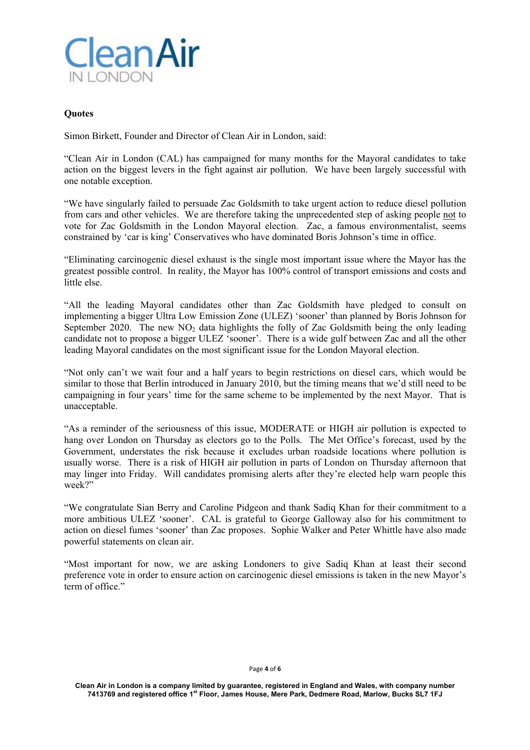**Quotes**

Simon Birkett, Founder and Director of Clean Air in London, said:

"Clean Air in London (CAL) has campaigned for many months for the Mayoral candidates to take action on the biggest levers in the fight against air pollution. We have been largely successful with one notable exception.

"We have singularly failed to persuade Zac Goldsmith to take urgent action to reduce diesel pollution from cars and other vehicles. We are therefore taking the unprecedented step of asking people not to vote for Zac Goldsmith in the London Mayoral election. Zac, a famous environmentalist, seems constrained by 'car is king' Conservatives who have dominated Boris Johnson's time in office.

"Eliminating carcinogenic diesel exhaust is the single most important issue where the Mayor has the greatest possible control. In reality, the Mayor has 100% control of transport emissions and costs and little else.

"All the leading Mayoral candidates other than Zac Goldsmith have pledged to consult on implementing a bigger Ultra Low Emission Zone (ULEZ) 'sooner' than planned by Boris Johnson for September 2020. The new $NO_2$ data highlights the folly of Zac Goldsmith being the only leading candidate not to propose a bigger ULEZ 'sooner'. There is a wide gulf between Zac and all the other leading Mayoral candidates on the most significant issue for the London Mayoral election.

"Not only can't we wait four and a half years to begin restrictions on diesel cars, which would be similar to those that Berlin introduced in January 2010, but the timing means that we'd still need to be campaigning in four years' time for the same scheme to be implemented by the next Mayor. That is unacceptable.

"As a reminder of the seriousness of this issue, MODERATE or HIGH air pollution is expected to hang over London on Thursday as electors go to the Polls. The Met Office's forecast, used by the Government, understates the risk because it excludes urban roadside locations where pollution is usually worse. There is a risk of HIGH air pollution in parts of London on Thursday afternoon that may linger into Friday. Will candidates promising alerts after they're elected help warn people this week?"

"We congratulate Sian Berry and Caroline Pidgeon and thank Sadiq Khan for their commitment to a more ambitious ULEZ 'sooner'. CAL is grateful to George Galloway also for his commitment to action on diesel fumes 'sooner' than Zac proposes. Sophie Walker and Peter Whittle have also made powerful statements on clean air.

"Most important for now, we are asking Londoners to give Sadiq Khan at least their second preference vote in order to ensure action on carcinogenic diesel emissions is taken in the new Mayor's term of office."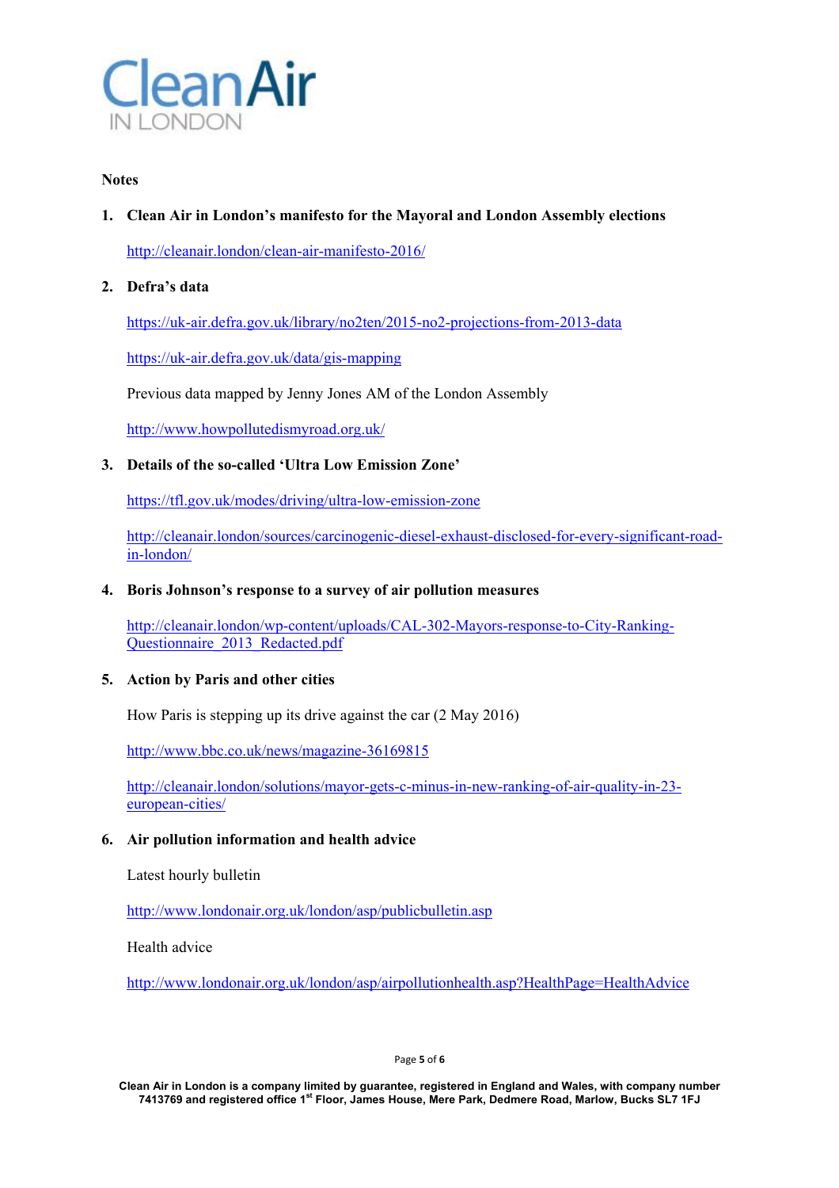**Notes**

1. **Clean Air in London's manifesto for the Mayoral and London Assembly elections**

   http://cleanair.london/clean-air-manifesto-2016/

2. **Defra's data**

   https://uk-air.defra.gov.uk/library/no2ten/2015-no2-projections-from-2013-data

   https://uk-air.defra.gov.uk/data/gis-mapping

   Previous data mapped by Jenny Jones AM of the London Assembly

   http://www.howpollutedismyroad.org.uk/

3. **Details of the so-called 'Ultra Low Emission Zone'**

   https://tfl.gov.uk/modes/driving/ultra-low-emission-zone

   http://cleanair.london/sources/carcinogenic-diesel-exhaust-disclosed-for-every-significant-road-in-london/

4. **Boris Johnson's response to a survey of air pollution measures**

   http://cleanair.london/wp-content/uploads/CAL-302-Mayors-response-to-City-Ranking-Questionnaire_2013_Redacted.pdf

5. **Action by Paris and other cities**

   How Paris is stepping up its drive against the car (2 May 2016)

   http://www.bbc.co.uk/news/magazine-36169815

   http://cleanair.london/solutions/mayor-gets-c-minus-in-new-ranking-of-air-quality-in-23-european-cities/

6. **Air pollution information and health advice**

   Latest hourly bulletin

   http://www.londonair.org.uk/london/asp/publicbulletin.asp

   Health advice

   http://www.londonair.org.uk/london/asp/airpollutionhealth.asp?HealthPage=HealthAdvice

**Clean Air in London is a company limited by guarantee, registered in England and Wales, with company number 7413769 and registered office 1st Floor, James House, Mere Park, Dedmere Road, Marlow, Bucks SL7 1FJ**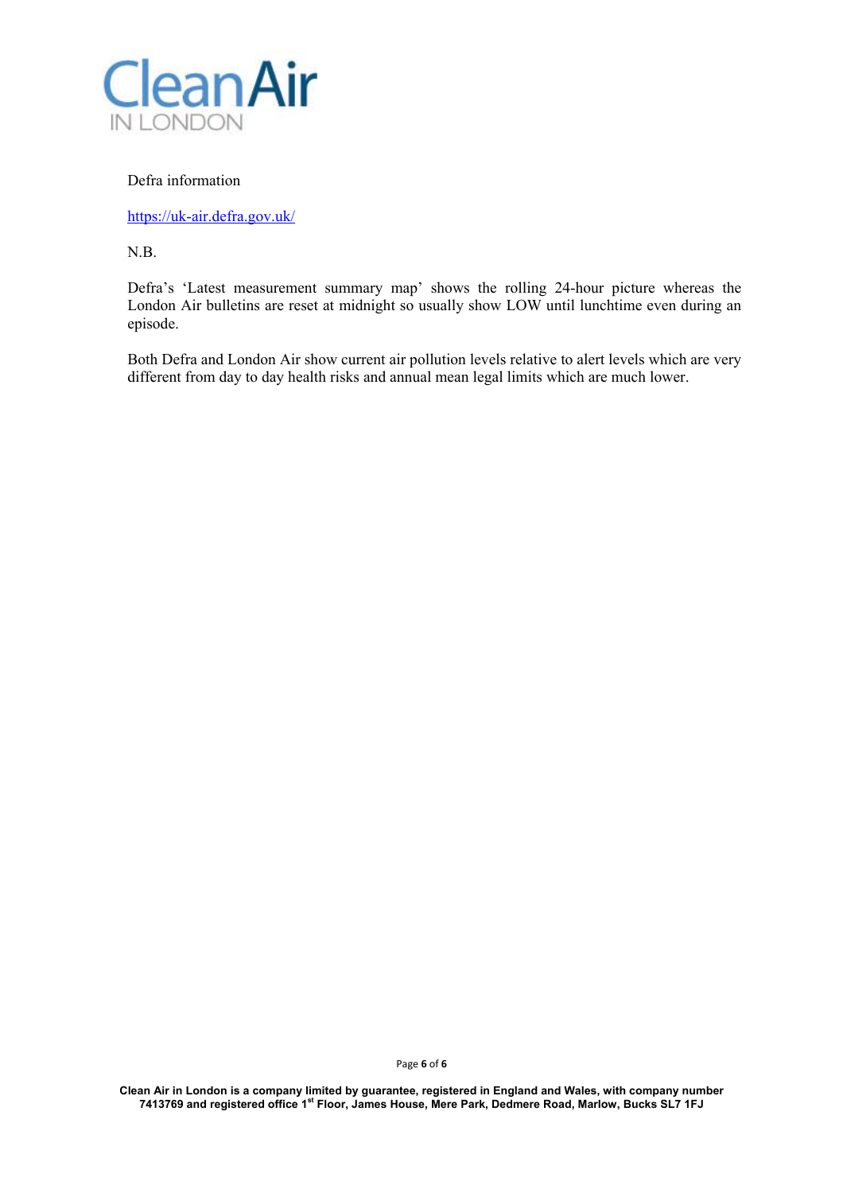Defra information

https://uk-air.defra.gov.uk/

N.B.

Defra's 'Latest measurement summary map' shows the rolling 24-hour picture whereas the London Air bulletins are reset at midnight so usually show LOW until lunchtime even during an episode.

Both Defra and London Air show current air pollution levels relative to alert levels which are very different from day to day health risks and annual mean legal limits which are much lower.